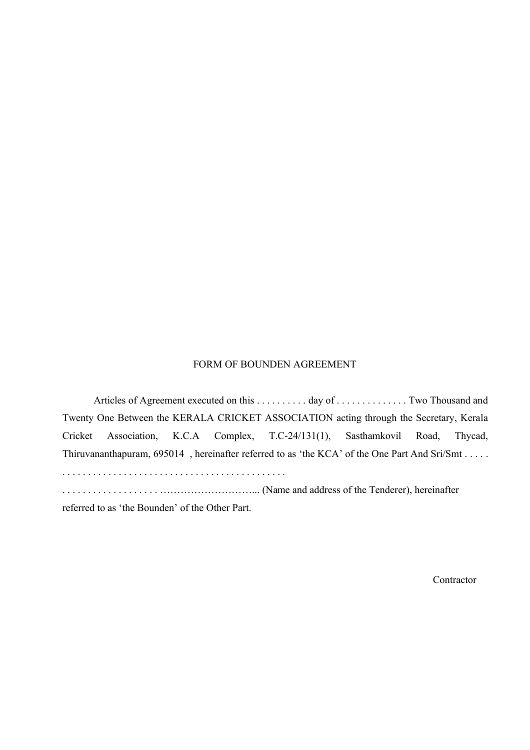FORM OF BOUNDEN AGREEMENT

Articles of Agreement executed on this . . . . . . . . . . day of . . . . . . . . . . . . . . Two Thousand and Twenty One Between the KERALA CRICKET ASSOCIATION acting through the Secretary, Kerala Cricket Association, K.C.A Complex, T.C-24/131(1), Sasthamkovil Road, Thycad, Thiruvananthapuram, 695014 , hereinafter referred to as 'the KCA' of the One Part And Sri/Smt . . . . . . . . . . . . . . . . . . . . . . . . . . . . . . . . . . . . . . . . . . . . . . . .

. . . . . . . . . . . . . . . . . . . .……………………... (Name and address of the Tenderer), hereinafter referred to as 'the Bounden' of the Other Part.

Contractor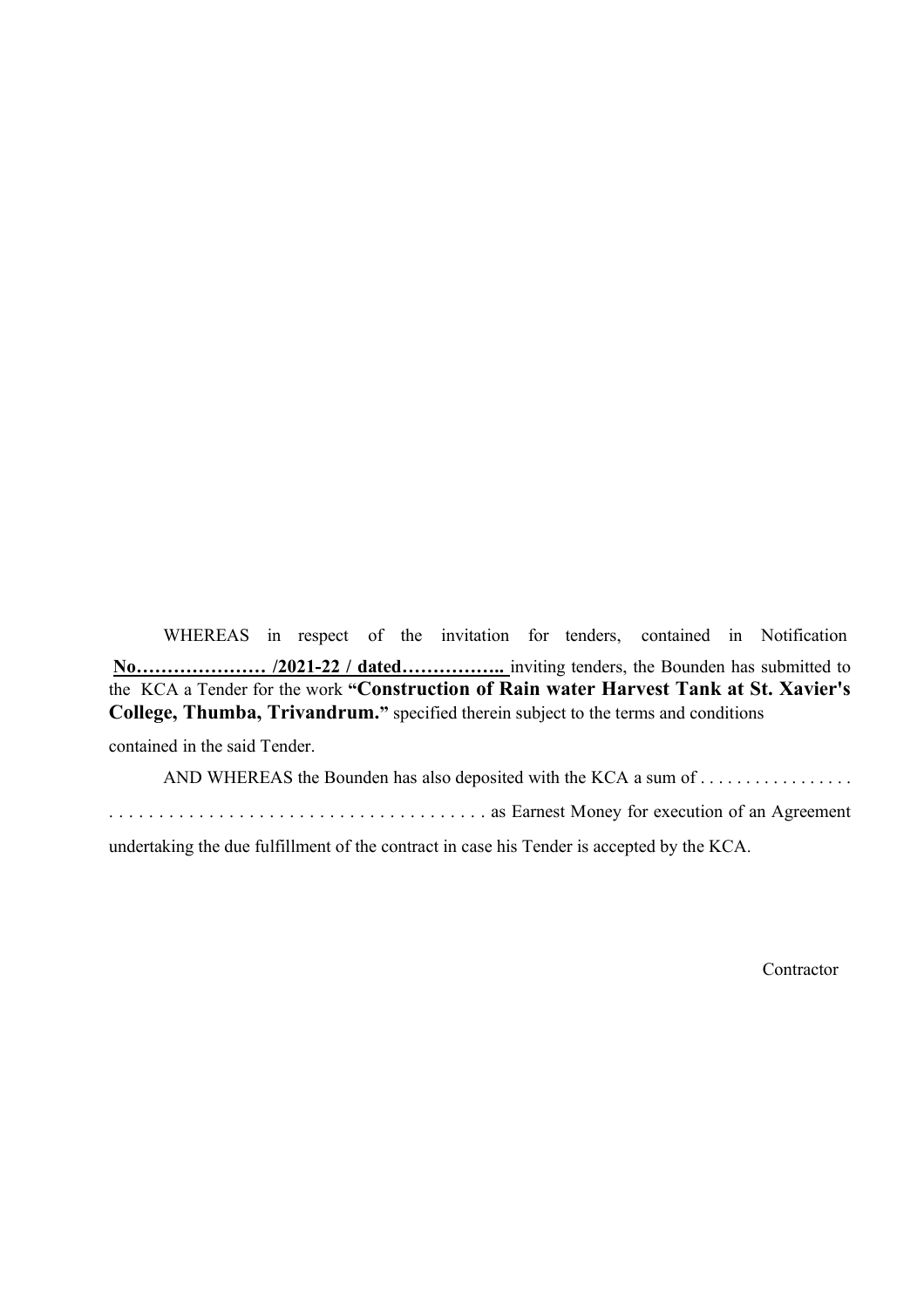WHEREAS in respect of the invitation for tenders, contained in Notification **No………………… /2021-22 / dated……………..** inviting tenders, the Bounden has submitted to the KCA a Tender for the work **"Construction of Rain water Harvest Tank at St. Xavier's College, Thumba, Trivandrum."** specified therein subject to the terms and conditions contained in the said Tender.

AND WHEREAS the Bounden has also deposited with the KCA a sum of . . . . . . . . . . . . . . . . . . . . . . . . . . . . . . . . . . . . . . . . . . . . . . . . . . . . . . as Earnest Money for execution of an Agreement undertaking the due fulfillment of the contract in case his Tender is accepted by the KCA.

Contractor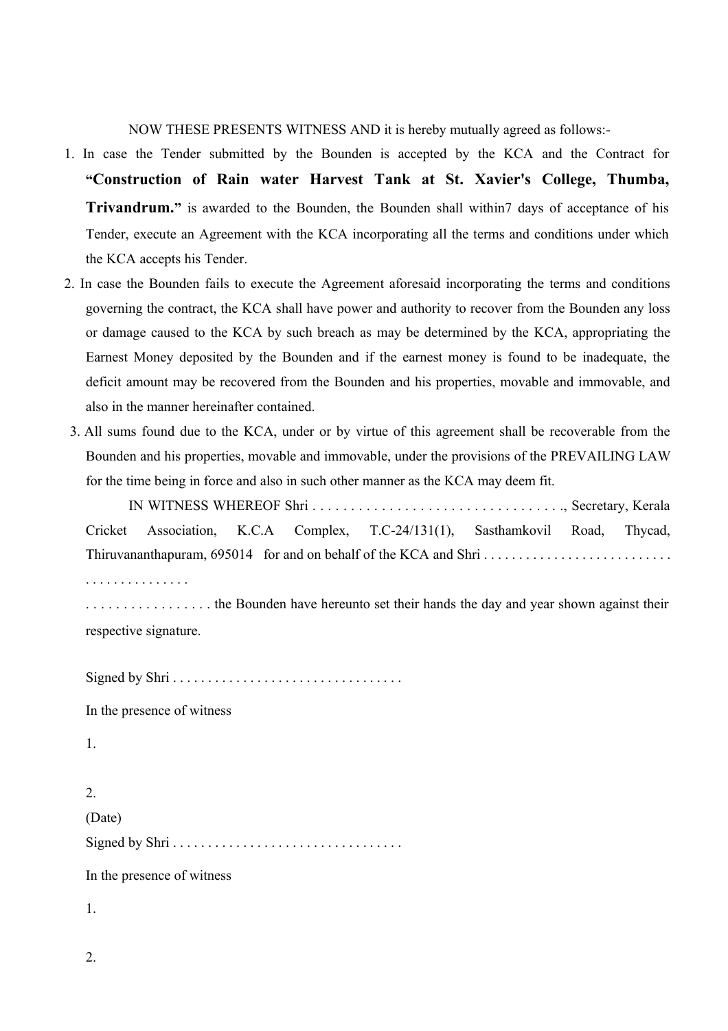NOW THESE PRESENTS WITNESS AND it is hereby mutually agreed as follows:-

1. In case the Tender submitted by the Bounden is accepted by the KCA and the Contract for **"Construction of Rain water Harvest Tank at St. Xavier's College, Thumba, Trivandrum."** is awarded to the Bounden, the Bounden shall within7 days of acceptance of his Tender, execute an Agreement with the KCA incorporating all the terms and conditions under which the KCA accepts his Tender.
2. In case the Bounden fails to execute the Agreement aforesaid incorporating the terms and conditions governing the contract, the KCA shall have power and authority to recover from the Bounden any loss or damage caused to the KCA by such breach as may be determined by the KCA, appropriating the Earnest Money deposited by the Bounden and if the earnest money is found to be inadequate, the deficit amount may be recovered from the Bounden and his properties, movable and immovable, and also in the manner hereinafter contained.
3. All sums found due to the KCA, under or by virtue of this agreement shall be recoverable from the Bounden and his properties, movable and immovable, under the provisions of the PREVAILING LAW for the time being in force and also in such other manner as the KCA may deem fit.

IN WITNESS WHEREOF Shri . . . . . . . . . . . . . . . . . . . . . . . . . . . . . . . . ., Secretary, Kerala Cricket Association, K.C.A Complex, T.C-24/131(1), Sasthamkovil Road, Thycad, Thiruvananthapuram, 695014 for and on behalf of the KCA and Shri . . . . . . . . . . . . . . . . . . . . . . . . . . . . . . . . . . . . . . . . .

. . . . . . . . . . . . . . . . . the Bounden have hereunto set their hands the day and year shown against their respective signature.

Signed by Shri . . . . . . . . . . . . . . . . . . . . . . . . . . . . . . . . .

In the presence of witness

1.

2.

(Date)

Signed by Shri . . . . . . . . . . . . . . . . . . . . . . . . . . . . . . . . .

In the presence of witness

1.

2.